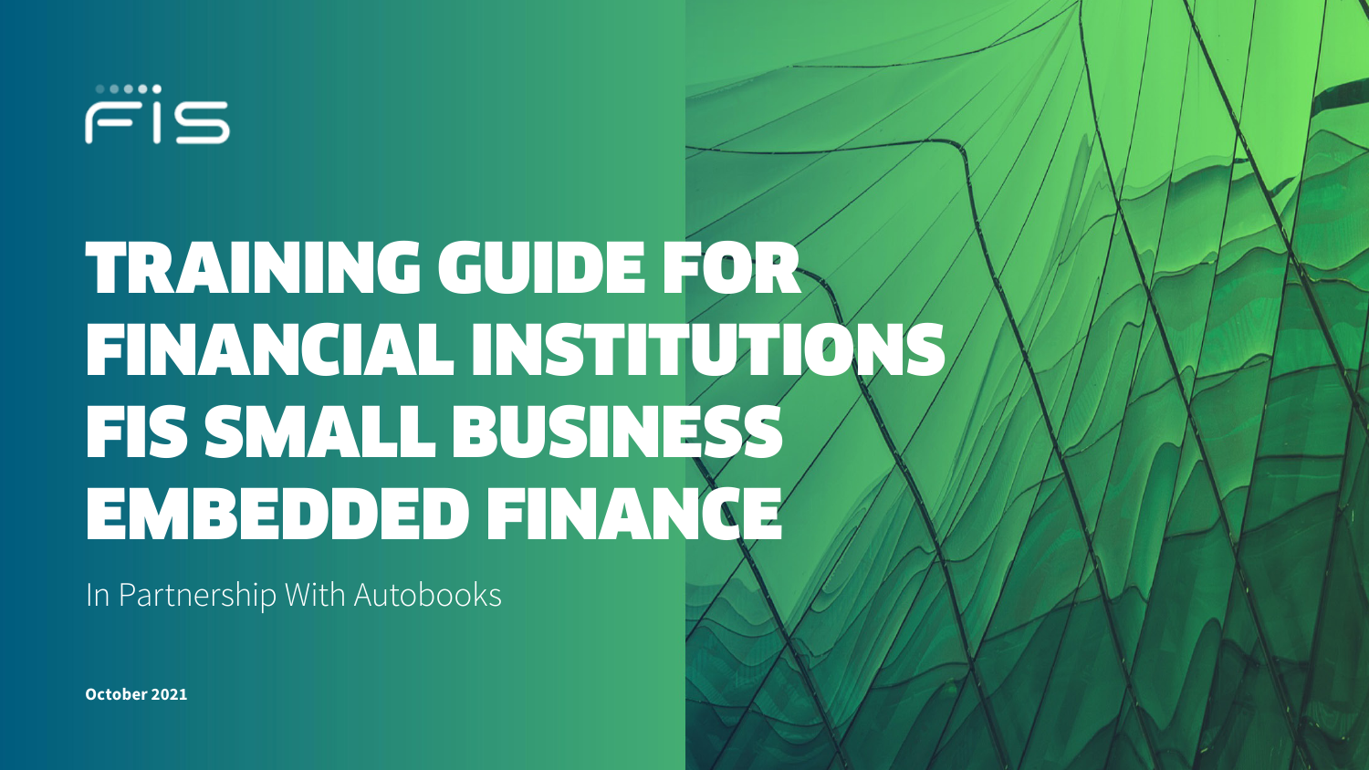FIS

# TRAINING GUIDE FOR FINANCIAL INSTITUTIONS FIS SMALL BUSINESS EMBEDDED FINANCE

In Partnership With Autobooks

**October 2021**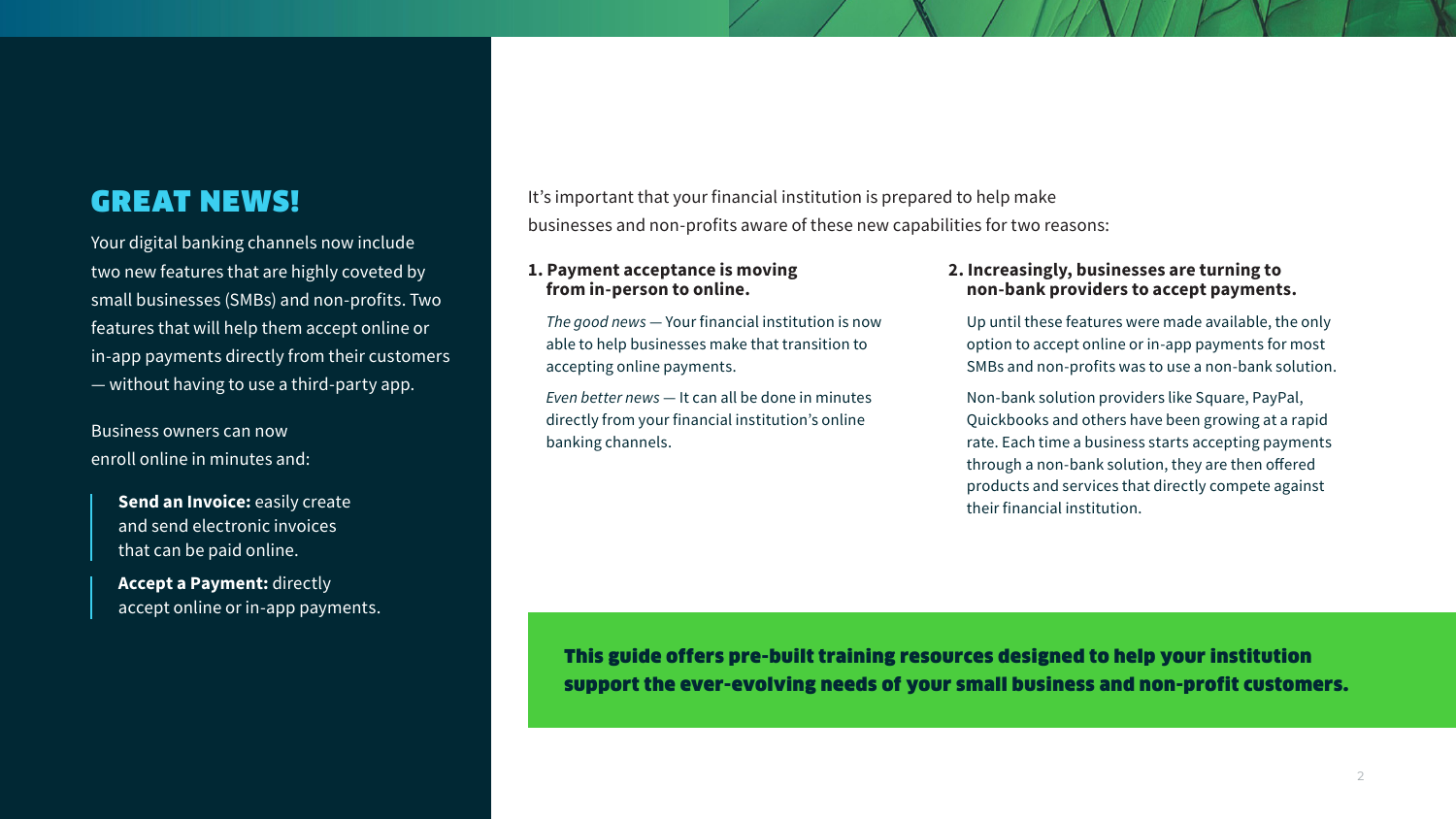## GREAT NEWS!

Your digital banking channels now include two new features that are highly coveted by small businesses (SMBs) and non-profits. Two features that will help them accept online or in-app payments directly from their customers — without having to use a third-party app.

Business owners can now enroll online in minutes and:

**Send an Invoice:** easily create and send electronic invoices that can be paid online.

**Accept a Payment:** directly accept online or in-app payments.

It's important that your financial institution is prepared to help make businesses and non-profits aware of these new capabilities for two reasons:

**1. Payment acceptance is moving from in-person to online.**

*The good news* — Your financial institution is now able to help businesses make that transition to accepting online payments.

*Even better news* — It can all be done in minutes directly from your financial institution's online banking channels.

**2. Increasingly, businesses are turning to non-bank providers to accept payments.**

Up until these features were made available, the only option to accept online or in-app payments for most SMBs and non-profits was to use a non-bank solution.

Non-bank solution providers like Square, PayPal, Quickbooks and others have been growing at a rapid rate. Each time a business starts accepting payments through a non-bank solution, they are then offered products and services that directly compete against their financial institution.

**This guide offers pre-built training resources designed to help your institution support the ever-evolving needs of your small business and non-profit customers.**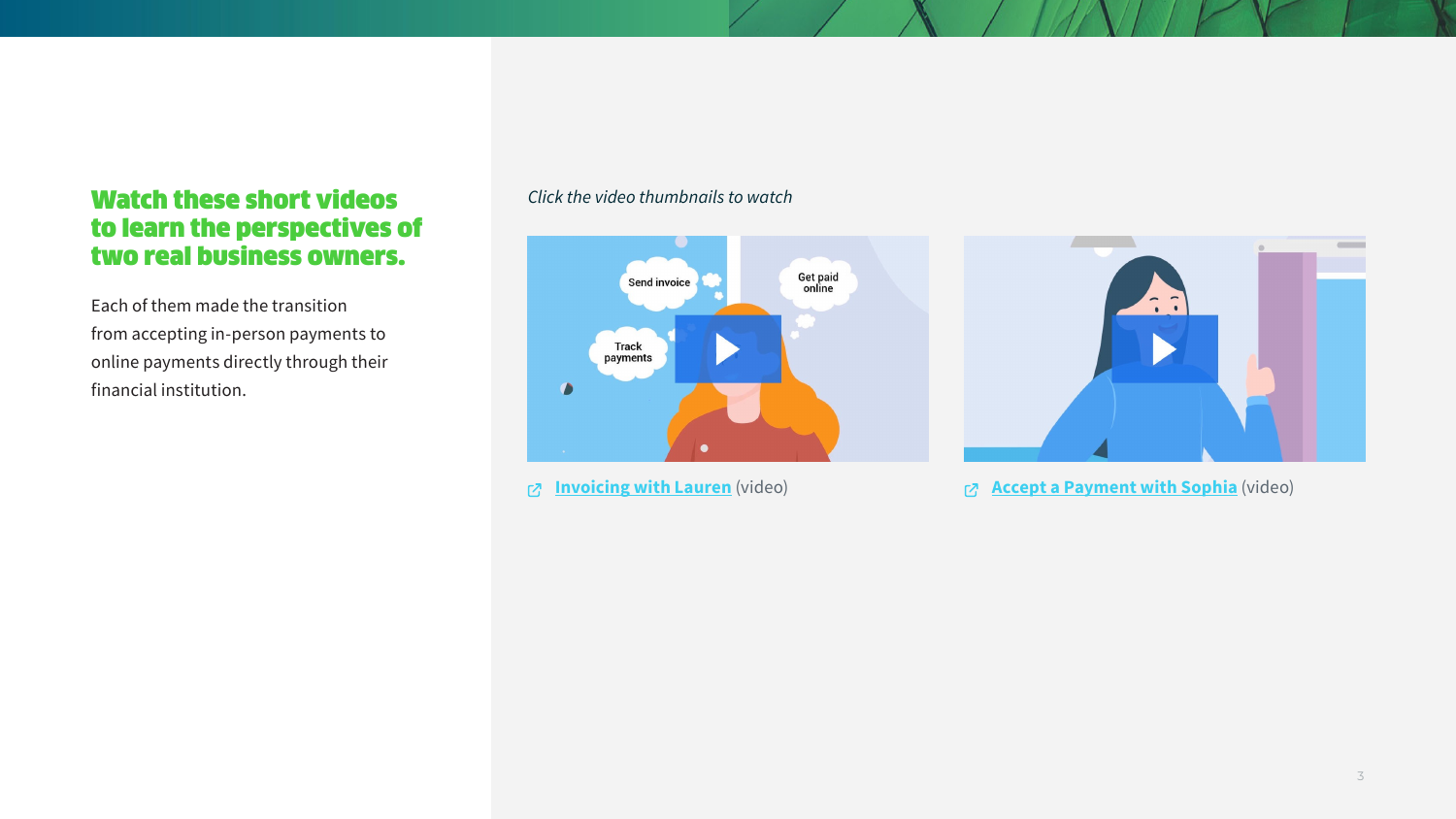## Watch these short videos to learn the perspectives of two real business owners.

Each of them made the transition from accepting in-person payments to online payments directly through their financial institution.

*Click the video thumbnails to watch*

[Invoicing with Lauren](#) (video)

[Accept a Payment with Sophia](#) (video)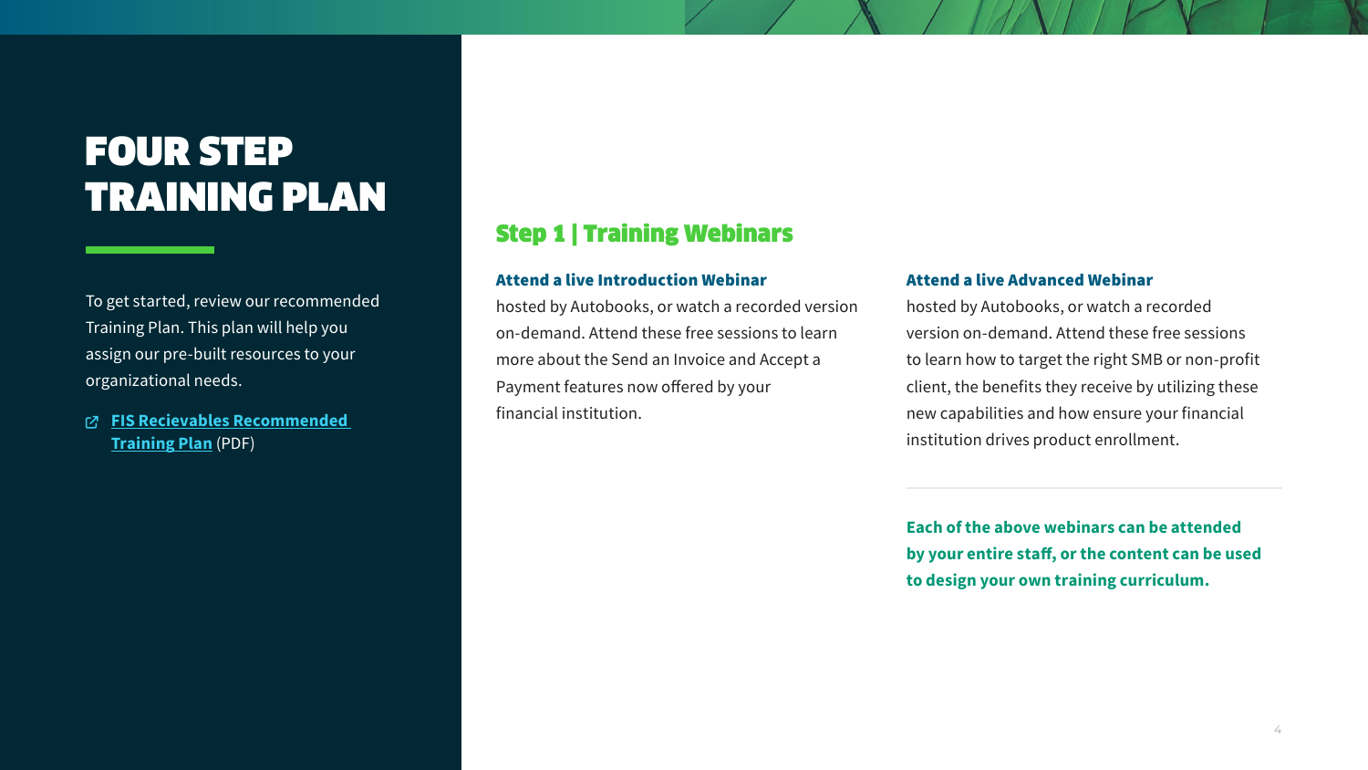# FOUR STEP TRAINING PLAN

To get started, review our recommended Training Plan. This plan will help you assign our pre-built resources to your organizational needs.

- **FIS Recievables Recommended Training Plan** (PDF)

## Step 1 | Training Webinars

**Attend a live Introduction Webinar** hosted by Autobooks, or watch a recorded version on-demand. Attend these free sessions to learn more about the Send an Invoice and Accept a Payment features now offered by your financial institution.

**Attend a live Advanced Webinar** hosted by Autobooks, or watch a recorded version on-demand. Attend these free sessions to learn how to target the right SMB or non-profit client, the benefits they receive by utilizing these new capabilities and how ensure your financial institution drives product enrollment.

**Each of the above webinars can be attended by your entire staff, or the content can be used to design your own training curriculum.**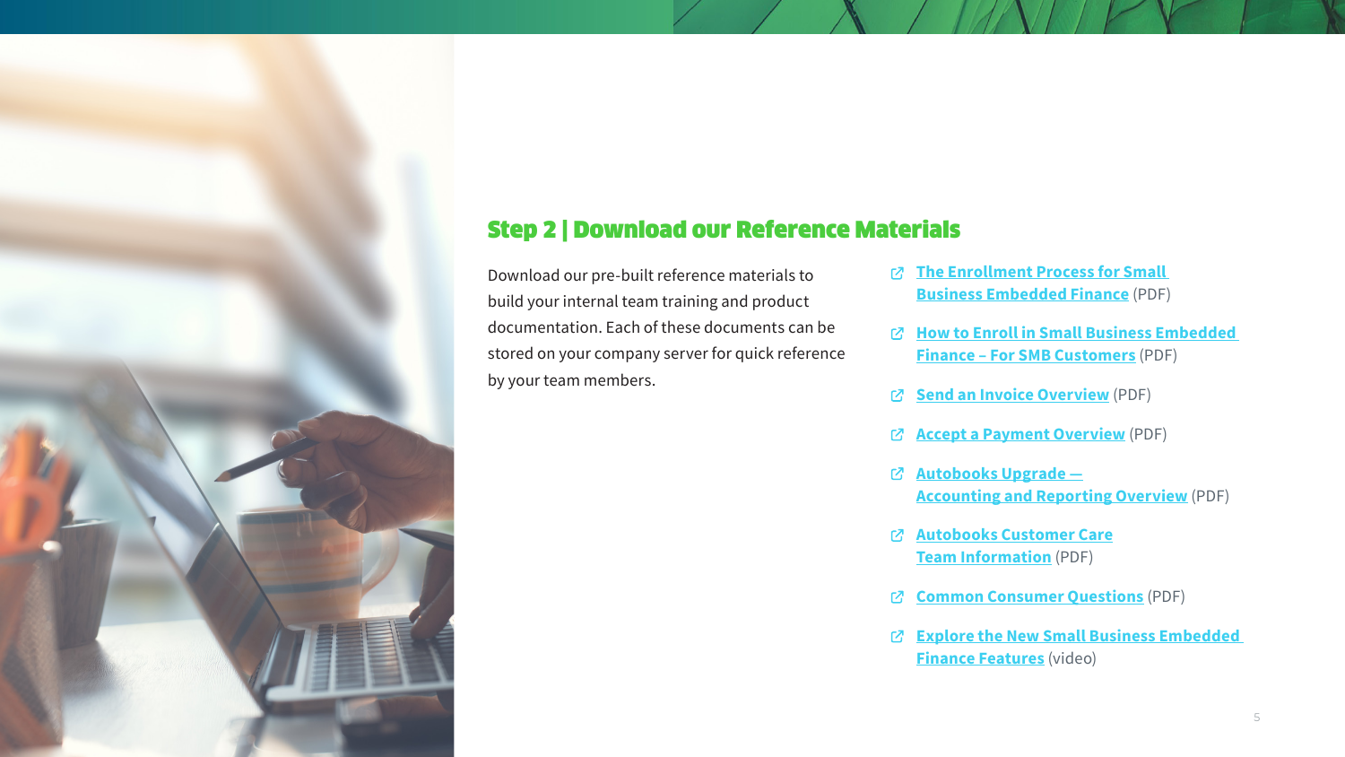## Step 2 | Download our Reference Materials

Download our pre-built reference materials to build your internal team training and product documentation. Each of these documents can be stored on your company server for quick reference by your team members.

- **The Enrollment Process for Small Business Embedded Finance** (PDF)
- **How to Enroll in Small Business Embedded Finance – For SMB Customers** (PDF)
- **Send an Invoice Overview** (PDF)
- **Accept a Payment Overview** (PDF)
- **Autobooks Upgrade — Accounting and Reporting Overview** (PDF)
- **Autobooks Customer Care Team Information** (PDF)
- **Common Consumer Questions** (PDF)
- **Explore the New Small Business Embedded Finance Features** (video)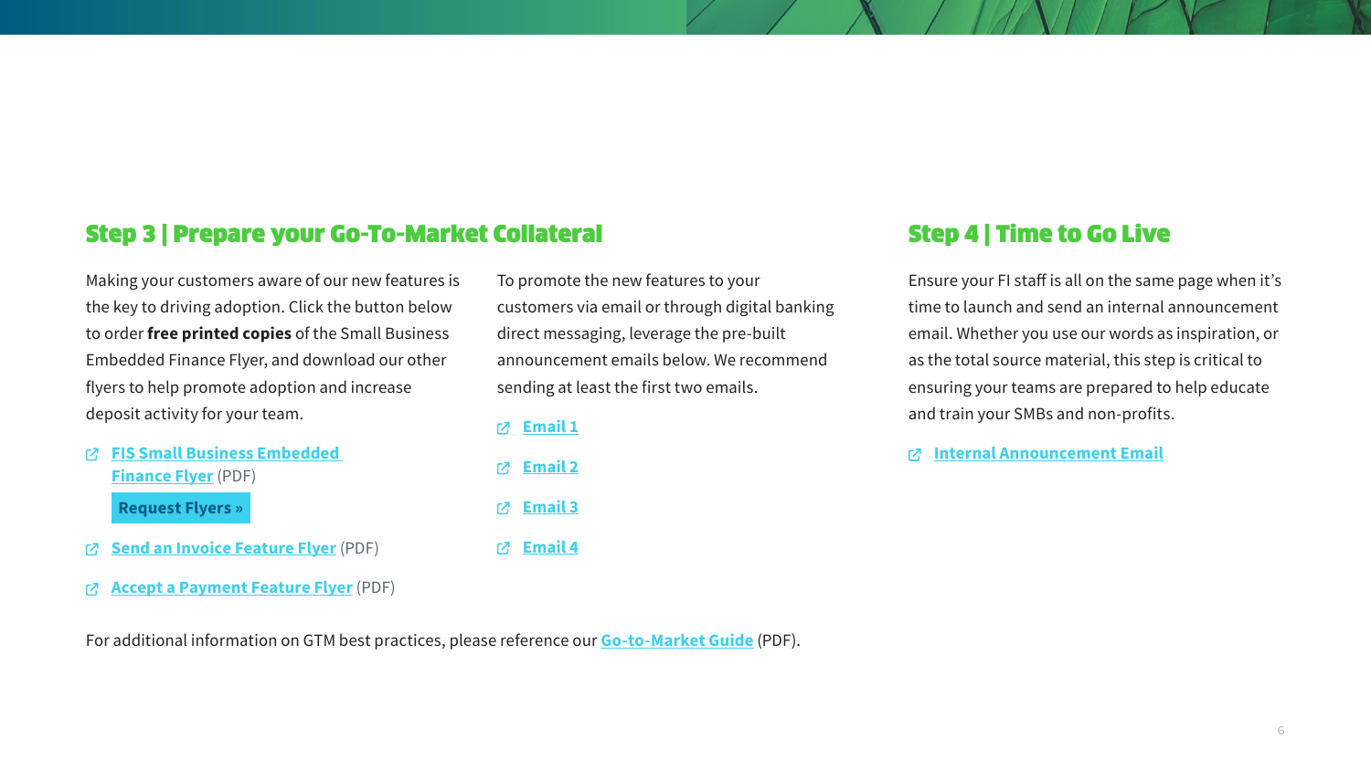## Step 3 | Prepare your Go-To-Market Collateral

Making your customers aware of our new features is the key to driving adoption. Click the button below to order **free printed copies** of the Small Business Embedded Finance Flyer, and download our other flyers to help promote adoption and increase deposit activity for your team.

- **FIS Small Business Embedded Finance Flyer** (PDF)

  **Request Flyers »**

- **Send an Invoice Feature Flyer** (PDF)
- **Accept a Payment Feature Flyer** (PDF)

To promote the new features to your customers via email or through digital banking direct messaging, leverage the pre-built announcement emails below. We recommend sending at least the first two emails.

- **Email 1**
- **Email 2**
- **Email 3**
- **Email 4**

For additional information on GTM best practices, please reference our **Go-to-Market Guide** (PDF).

## Step 4 | Time to Go Live

Ensure your FI staff is all on the same page when it's time to launch and send an internal announcement email. Whether you use our words as inspiration, or as the total source material, this step is critical to ensuring your teams are prepared to help educate and train your SMBs and non-profits.

- **Internal Announcement Email**